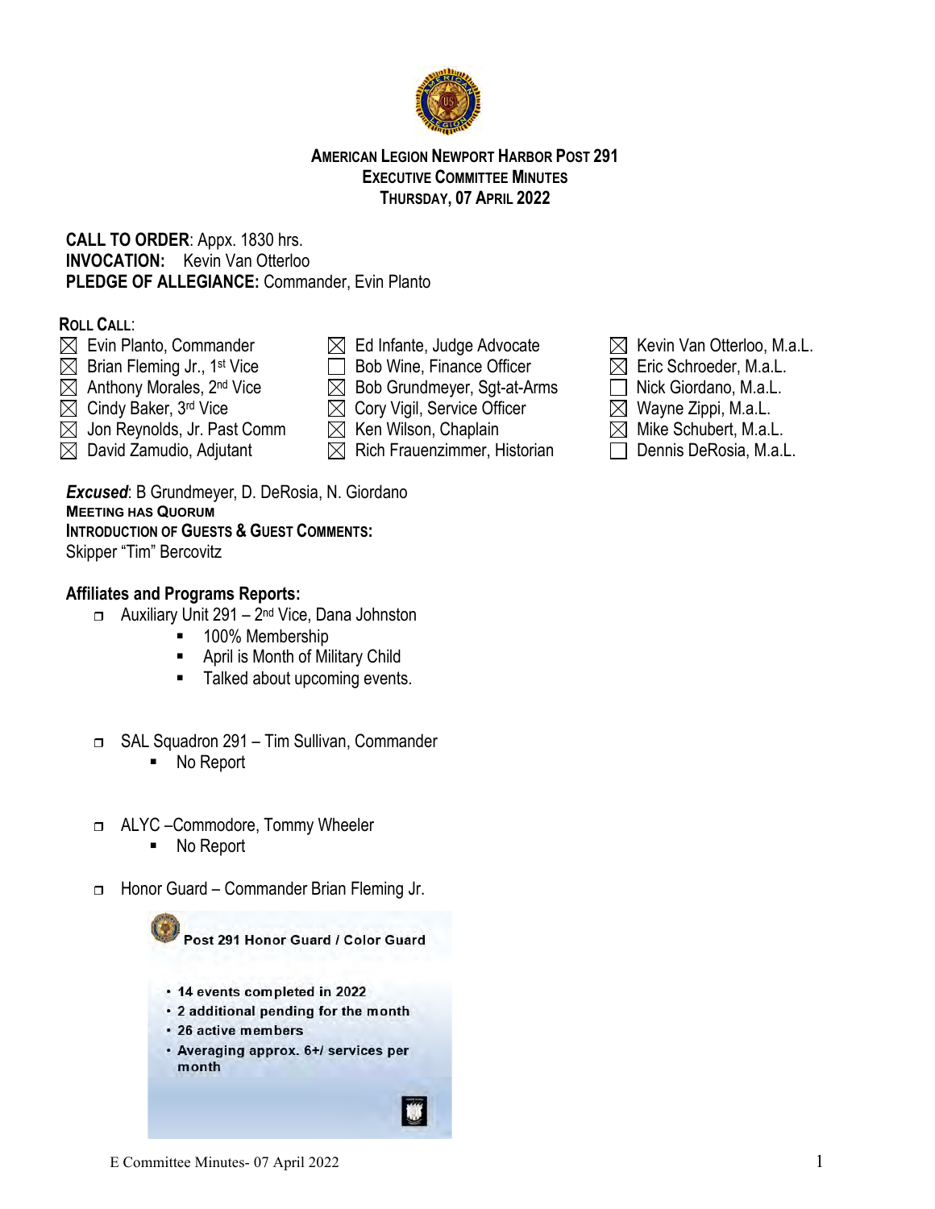# AMERICAN LEGION NEWPORT HARBOR POST 291
## EXECUTIVE COMMITTEE MINUTES
### THURSDAY, 07 APRIL 2022

**CALL TO ORDER**: Appx. 1830 hrs.
**INVOCATION:** Kevin Van Otterloo
**PLEDGE OF ALLEGIANCE:** Commander, Evin Planto

**ROLL CALL**:

- ☒ Evin Planto, Commander
- ☒ Brian Fleming Jr., 1st Vice
- ☒ Anthony Morales, 2nd Vice
- ☒ Cindy Baker, 3rd Vice
- ☒ Jon Reynolds, Jr. Past Comm
- ☒ David Zamudio, Adjutant
- ☒ Ed Infante, Judge Advocate
- ☐ Bob Wine, Finance Officer
- ☒ Bob Grundmeyer, Sgt-at-Arms
- ☒ Cory Vigil, Service Officer
- ☒ Ken Wilson, Chaplain
- ☒ Rich Frauenzimmer, Historian
- ☒ Kevin Van Otterloo, M.a.L.
- ☒ Eric Schroeder, M.a.L.
- ☐ Nick Giordano, M.a.L.
- ☒ Wayne Zippi, M.a.L.
- ☒ Mike Schubert, M.a.L.
- ☐ Dennis DeRosia, M.a.L.

***Excused***: B Grundmeyer, D. DeRosia, N. Giordano
**MEETING HAS QUORUM**
**INTRODUCTION OF GUESTS & GUEST COMMENTS:**
Skipper "Tim" Bercovitz

**Affiliates and Programs Reports:**

- Auxiliary Unit 291 – 2nd Vice, Dana Johnston
  - 100% Membership
  - April is Month of Military Child
  - Talked about upcoming events.

- SAL Squadron 291 – Tim Sullivan, Commander
  - No Report

- ALYC –Commodore, Tommy Wheeler
  - No Report

- Honor Guard – Commander Brian Fleming Jr.

  **Post 291 Honor Guard / Color Guard**

  - 14 events completed in 2022
  - 2 additional pending for the month
  - 26 active members
  - Averaging approx. 6+/ services per month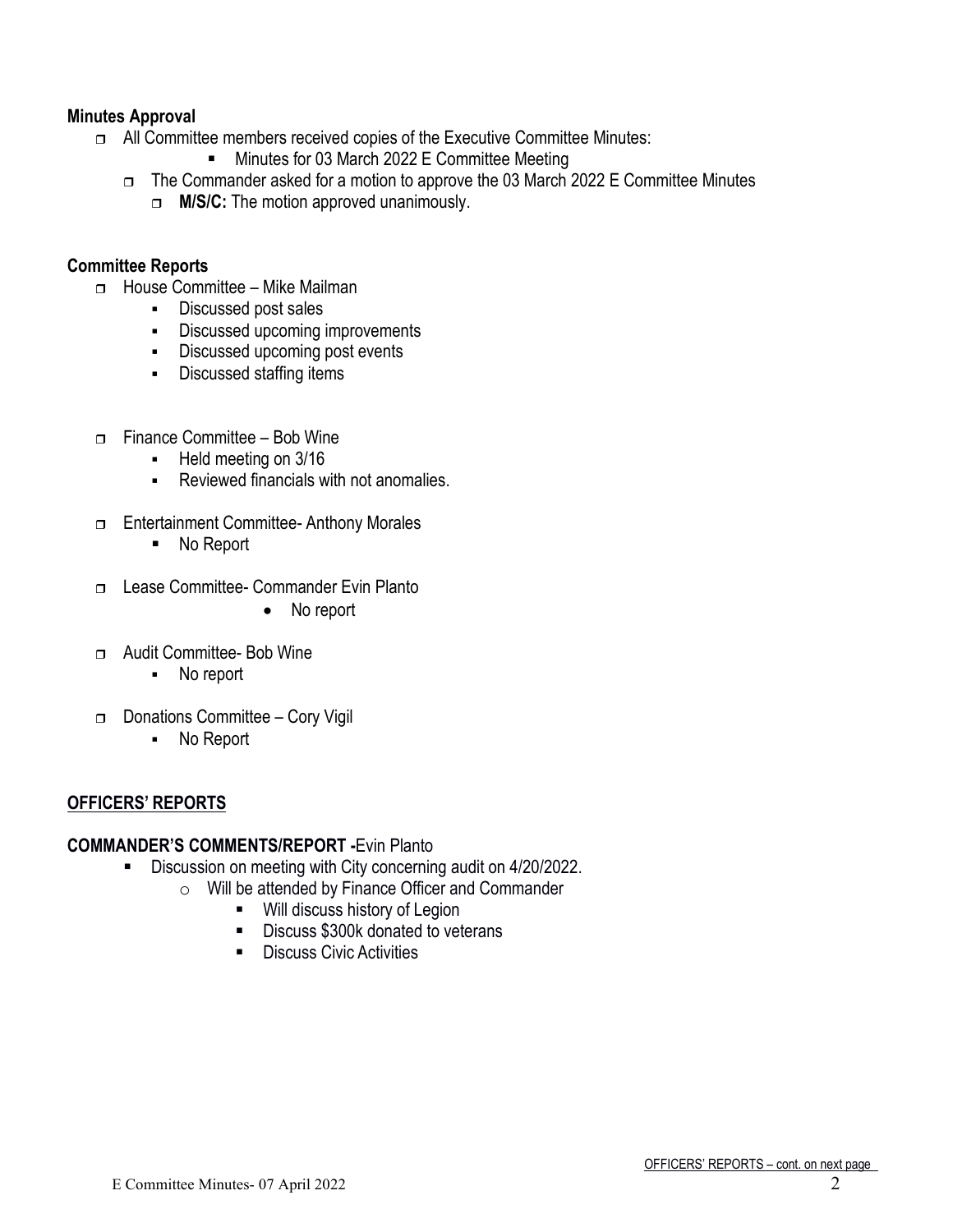**Minutes Approval**

- All Committee members received copies of the Executive Committee Minutes:
  - Minutes for 03 March 2022 E Committee Meeting
  - The Commander asked for a motion to approve the 03 March 2022 E Committee Minutes
    - **M/S/C:** The motion approved unanimously.

**Committee Reports**

- House Committee – Mike Mailman
  - Discussed post sales
  - Discussed upcoming improvements
  - Discussed upcoming post events
  - Discussed staffing items
- Finance Committee – Bob Wine
  - Held meeting on 3/16
  - Reviewed financials with not anomalies.
- Entertainment Committee- Anthony Morales
  - No Report
- Lease Committee- Commander Evin Planto
  - No report
- Audit Committee- Bob Wine
  - No report
- Donations Committee – Cory Vigil
  - No Report

**OFFICERS' REPORTS**

**COMMANDER'S COMMENTS/REPORT -**Evin Planto

- Discussion on meeting with City concerning audit on 4/20/2022.
  - Will be attended by Finance Officer and Commander
    - Will discuss history of Legion
    - Discuss $300k donated to veterans
    - Discuss Civic Activities

OFFICERS' REPORTS – cont. on next page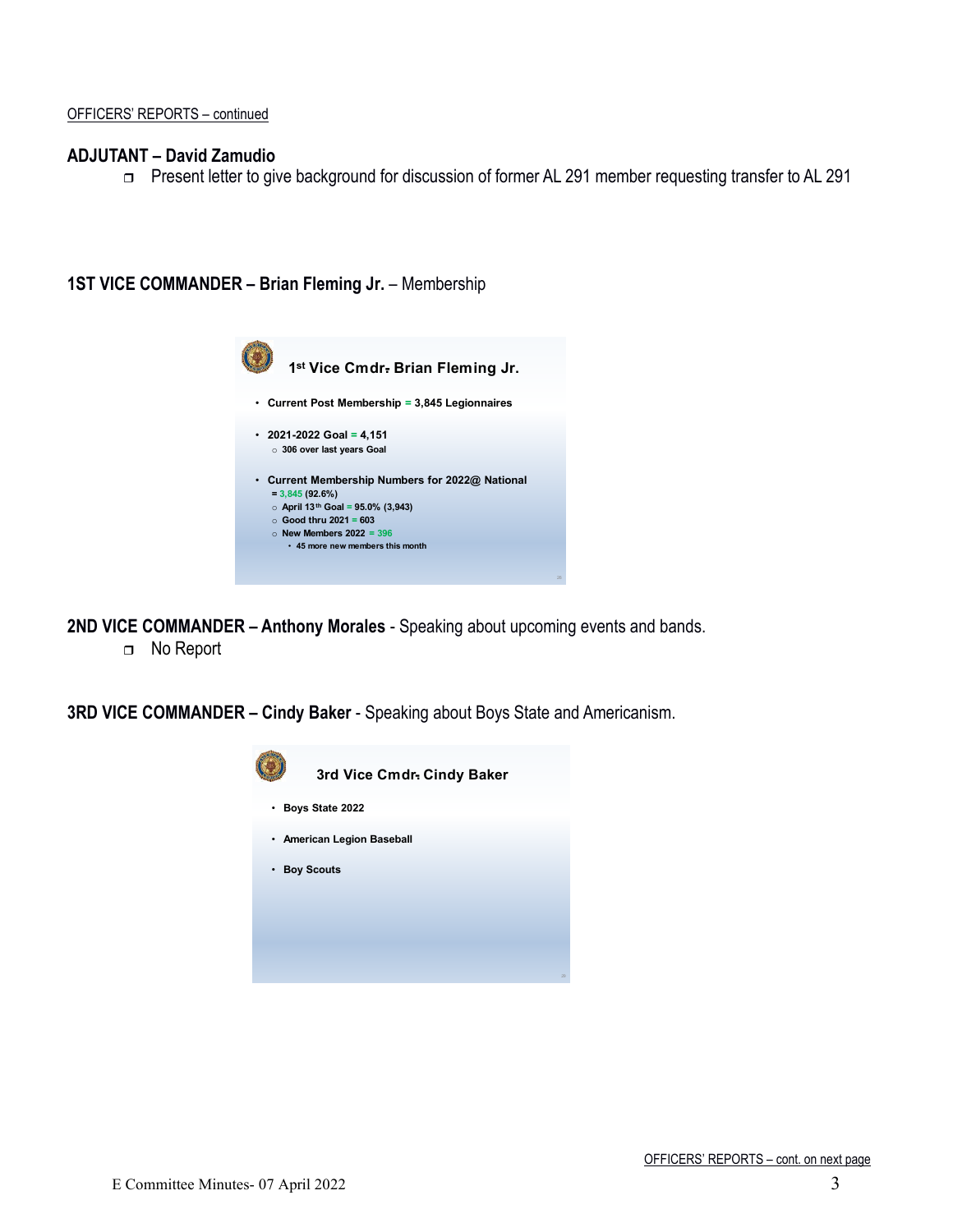OFFICERS' REPORTS – continued

**ADJUTANT – David Zamudio**

- Present letter to give background for discussion of former AL 291 member requesting transfer to AL 291

**1ST VICE COMMANDER – Brian Fleming Jr.** – Membership

**1st Vice Cmdr. Brian Fleming Jr.**

- **Current Post Membership = 3,845 Legionnaires**
- **2021-2022 Goal = 4,151**
  - **306 over last years Goal**
- **Current Membership Numbers for 2022@ National = 3,845 (92.6%)**
  - **April 13th Goal = 95.0% (3,943)**
  - **Good thru 2021 = 603**
  - **New Members 2022 = 396**
    - **45 more new members this month**

**2ND VICE COMMANDER – Anthony Morales** - Speaking about upcoming events and bands.

- No Report

**3RD VICE COMMANDER – Cindy Baker** - Speaking about Boys State and Americanism.

**3rd Vice Cmdr. Cindy Baker**

- **Boys State 2022**
- **American Legion Baseball**
- **Boy Scouts**

OFFICERS' REPORTS – cont. on next page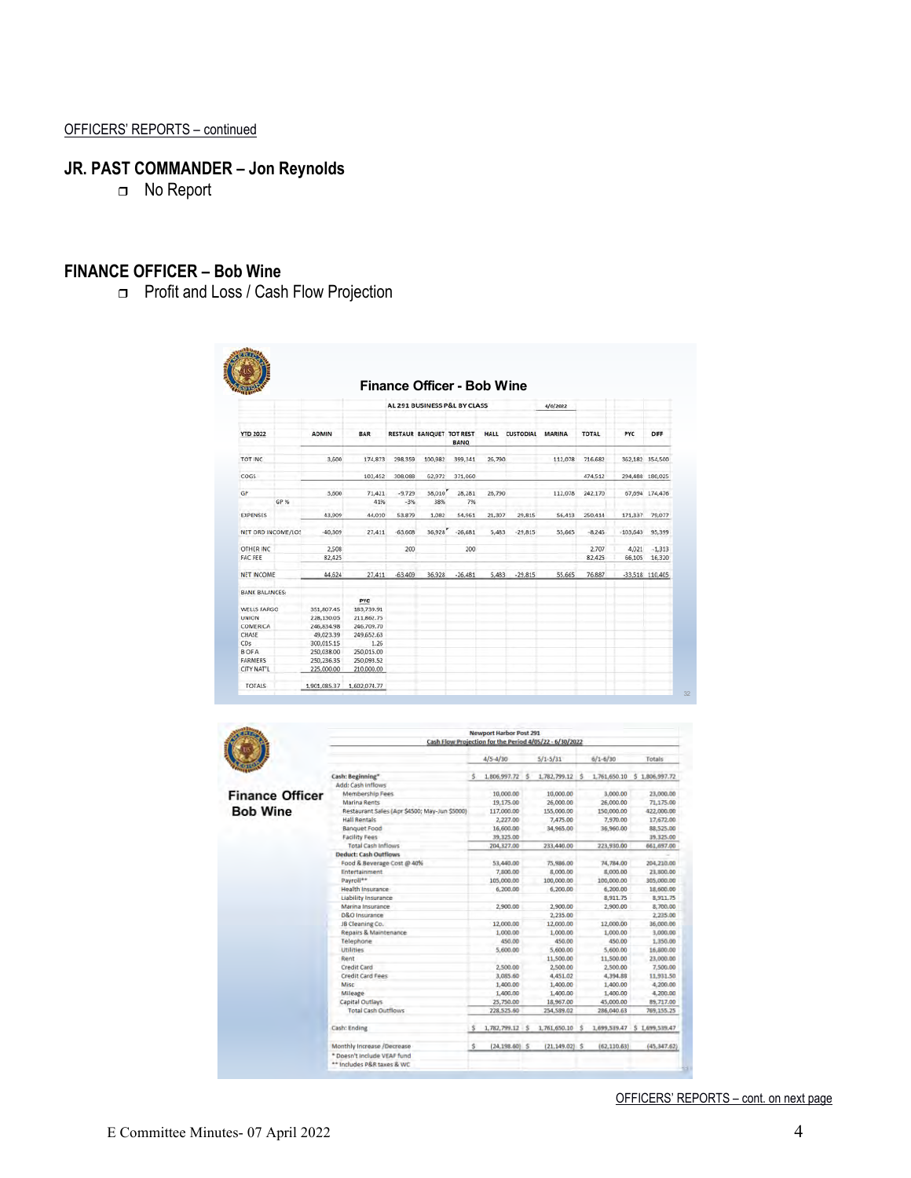OFFICERS' REPORTS – continued

## JR. PAST COMMANDER – Jon Reynolds

- No Report

## FINANCE OFFICER – Bob Wine

- Profit and Loss / Cash Flow Projection

**Finance Officer - Bob Wine**

AL 291 BUSINESS P&L BY CLASS — 4/6/2022

| YTD 2022 | ADMIN | BAR | RESTAUR | BANQUET | TOT REST BANQ | HALL | CUSTODIAL | MARINA | TOTAL | PYC | DIFF |
|---|---|---|---|---|---|---|---|---|---|---|---|
| TOT INC | 3,600 | 174,873 | 298,359 | 100,382 | 399,141 | 26,790 | | 112,078 | 716,682 | 362,182 | 354,500 |
| COGS | | 103,452 | 308,088 | 62,972 | 371,060 | | | | 474,512 | 294,488 | 180,025 |
| GP | 3,600 | 71,421 | -9,729 | 38,010 | 28,281 | 26,790 | | 112,078 | 242,170 | 67,694 | 174,476 |
| GP % | | 41% | -3% | 38% | 7% | | | | | | |
| EXPENSES | 43,909 | 44,010 | 53,879 | 1,082 | 54,961 | 21,307 | 29,815 | 56,413 | 250,414 | 171,337 | 79,077 |
| NET ORD INCOME/LOSS | -40,309 | 27,411 | -63,608 | 36,928 | -26,681 | 5,483 | -29,815 | 55,665 | -8,245 | -103,643 | 95,399 |
| OTHER INC | 2,508 | | 200 | | 200 | | | | 2,707 | 4,021 | -1,313 |
| FAC FEE | 82,425 | | | | | | | | 82,425 | 66,105 | 16,320 |
| NET INCOME | 44,624 | 27,411 | -63,409 | 36,928 | -26,481 | 5,483 | -29,815 | 55,665 | 76,887 | -33,518 | 110,405 |

| BANK BALANCES: | | PYC |
|---|---|---|
| WELLS FARGO | 351,807.45 | 183,739.91 |
| UNION | 228,130.05 | 211,862.75 |
| COMERICA | 246,834.98 | 246,709.70 |
| CHASE | 49,023.39 | 249,652.63 |
| CDs | 300,015.15 | 1.26 |
| B OF A | 250,038.00 | 250,015.00 |
| FARMERS | 250,236.35 | 250,093.52 |
| CITY NAT'L | 225,000.00 | 210,000.00 |
| TOTALS | 1,901,085.37 | 1,602,074.77 |

**Finance Officer Bob Wine**

Newport Harbor Post 291
Cash Flow Projection for the Period 4/05/22 - 6/30/2022

| | 4/5-4/30 | 5/1-5/31 | 6/1-6/30 | Totals |
|---|---|---|---|---|
| Cash: Beginning* | $ 1,806,997.72 | $ 1,782,799.12 | $ 1,761,650.10 | $ 1,806,997.72 |
| Add: Cash Inflows | | | | |
| Membership Fees | 10,000.00 | 10,000.00 | 3,000.00 | 23,000.00 |
| Marina Rents | 19,175.00 | 26,000.00 | 26,000.00 | 71,175.00 |
| Restaurant Sales (Apr $4500; May-Jun $5000) | 117,000.00 | 155,000.00 | 150,000.00 | 422,000.00 |
| Hall Rentals | 2,227.00 | 7,475.00 | 7,970.00 | 17,672.00 |
| Banquet Food | 16,600.00 | 34,965.00 | 36,960.00 | 88,525.00 |
| Facility Fees | 39,325.00 | | | 39,325.00 |
| Total Cash Inflows | 204,327.00 | 233,440.00 | 223,930.00 | 661,697.00 |
| Deduct: Cash Outflows | | | | |
| Food & Beverage Cost @ 40% | 53,440.00 | 75,986.00 | 74,784.00 | 204,210.00 |
| Entertainment | 7,800.00 | 8,000.00 | 8,000.00 | 23,800.00 |
| Payroll** | 105,000.00 | 100,000.00 | 100,000.00 | 305,000.00 |
| Health Insurance | 6,200.00 | 6,200.00 | 6,200.00 | 18,600.00 |
| Liability Insurance | | | 8,911.75 | 8,911.75 |
| Marina Insurance | 2,900.00 | 2,900.00 | 2,900.00 | 8,700.00 |
| D&O Insurance | | 2,235.00 | | 2,235.00 |
| JB Cleaning Co. | 12,000.00 | 12,000.00 | 12,000.00 | 36,000.00 |
| Repairs & Maintenance | 1,000.00 | 1,000.00 | 1,000.00 | 3,000.00 |
| Telephone | 450.00 | 450.00 | 450.00 | 1,350.00 |
| Utilities | 5,600.00 | 5,600.00 | 5,600.00 | 16,800.00 |
| Rent | | 11,500.00 | 11,500.00 | 23,000.00 |
| Credit Card | 2,500.00 | 2,500.00 | 2,500.00 | 7,500.00 |
| Credit Card Fees | 3,085.60 | 4,451.02 | 4,394.88 | 11,931.50 |
| Misc | 1,400.00 | 1,400.00 | 1,400.00 | 4,200.00 |
| Mileage | 1,400.00 | 1,400.00 | 1,400.00 | 4,200.00 |
| Capital Outlays | 25,750.00 | 18,967.00 | 45,000.00 | 89,717.00 |
| Total Cash Outflows | 228,525.60 | 254,589.02 | 286,040.63 | 769,155.25 |
| Cash: Ending | $ 1,782,799.12 | $ 1,761,650.10 | $ 1,699,539.47 | $ 1,699,539.47 |
| Monthly Increase /Decrease | $ (24,198.60) | $ (21,149.02) | $ (62,110.63) | (45,347.62) |

\* Doesn't include VEAF fund
\*\* Includes P&R taxes & WC

OFFICERS' REPORTS – cont. on next page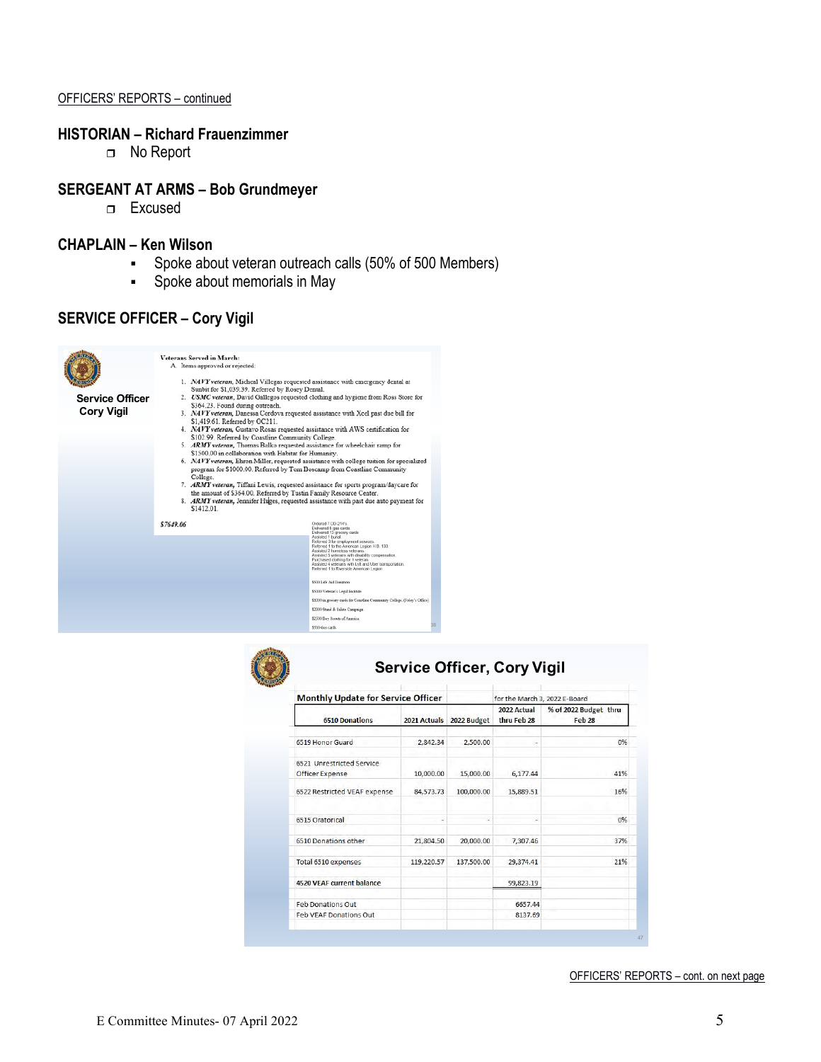OFFICERS' REPORTS – continued

## HISTORIAN – Richard Frauenzimmer

- No Report

## SERGEANT AT ARMS – Bob Grundmeyer

- Excused

## CHAPLAIN – Ken Wilson

- Spoke about veteran outreach calls (50% of 500 Members)
- Spoke about memorials in May

## SERVICE OFFICER – Cory Vigil

**Service Officer**
**Cory Vigil**

**Veterans Served in March:**

A. Items approved or rejected:

1. *NAVY veteran,* Micheal Villegas requested assistance with emergency dental at Sunbit for $1,039.39. Referred by Rosey Dental.
2. *USMC veteran,* David Gallegos requested clothing and hygiene from Ross Store for $364.23. Found during outreach.
3. *NAVY veteran,* Danessa Cordova requested assistance with Xcel past due bill for $1,419.61. Referred by OC211.
4. *NAVY veteran,* Gustavo Rosas requested assistance with AWS certification for $102.99. Referred by Coastline Community College.
5. *ARMY veteran,* Thomas Balko requested assistance for wheelchair ramp for $1500.00 in collaboration with Habitat for Humanity.
6. *NAVY veteran,* Ehron Miller, requested assistance with college tuition for specialized program for $1000.00. Referred by Tom Doscamp from Coastline Community College.
7. *ARMY veteran,* Tiffani Lewis, requested assistance for sports program/daycare for the amount of $364.00. Referred by Tustin Family Resource Center.
8. *ARMY veteran,* Jennifer Hulges, requested assistance with past due auto payment for $1412.01.

*$7649.06*

Ordered 7 DD-214's
Delivered 6 gas cards
Delivered 13 grocery cards
Assisted 1 burial
Referred 3 for employment services
Referred 1 to the American Legion H.B. 133
Assisted 3 homeless veterans
Assisted 5 veterans with disability compensation
Purchased clothing for 1 veteran
Assisted 4 veterans with Lyft and Uber transportation
Referred 1 to Riverside American Legion

$500 149 Aid Donation
$5000 Veteran's Legal Institute
$1000 in grocery cards for Coastline Community College (Foley's Office)
$2000 Stand & Salute Campaign
$2500 Boy Scouts of America
$500 Gas cards

### Service Officer, Cory Vigil

| Monthly Update for Service Officer | | | for the March 3, 2022 E-Board | |
|---|---|---|---|---|
| 6510 Donations | 2021 Actuals | 2022 Budget | 2022 Actual thru Feb 28 | % of 2022 Budget thru Feb 28 |
| 6519 Honor Guard | 2,842.34 | 2,500.00 | - | 0% |
| 6521 Unrestricted Service Officer Expense | 10,000.00 | 15,000.00 | 6,177.44 | 41% |
| 6522 Restricted VEAF expense | 84,573.73 | 100,000.00 | 15,889.51 | 16% |
| 6515 Oratorical | - | - | - | 0% |
| 6510 Donations other | 21,804.50 | 20,000.00 | 7,307.46 | 37% |
| Total 6510 expenses | 119,220.57 | 137,500.00 | 29,374.41 | 21% |
| 4520 VEAF current balance | | | 99,823.19 | |
| Feb Donations Out | | | 6657.44 | |
| Feb VEAF Donations Out | | | 8137.69 | |

OFFICERS' REPORTS – cont. on next page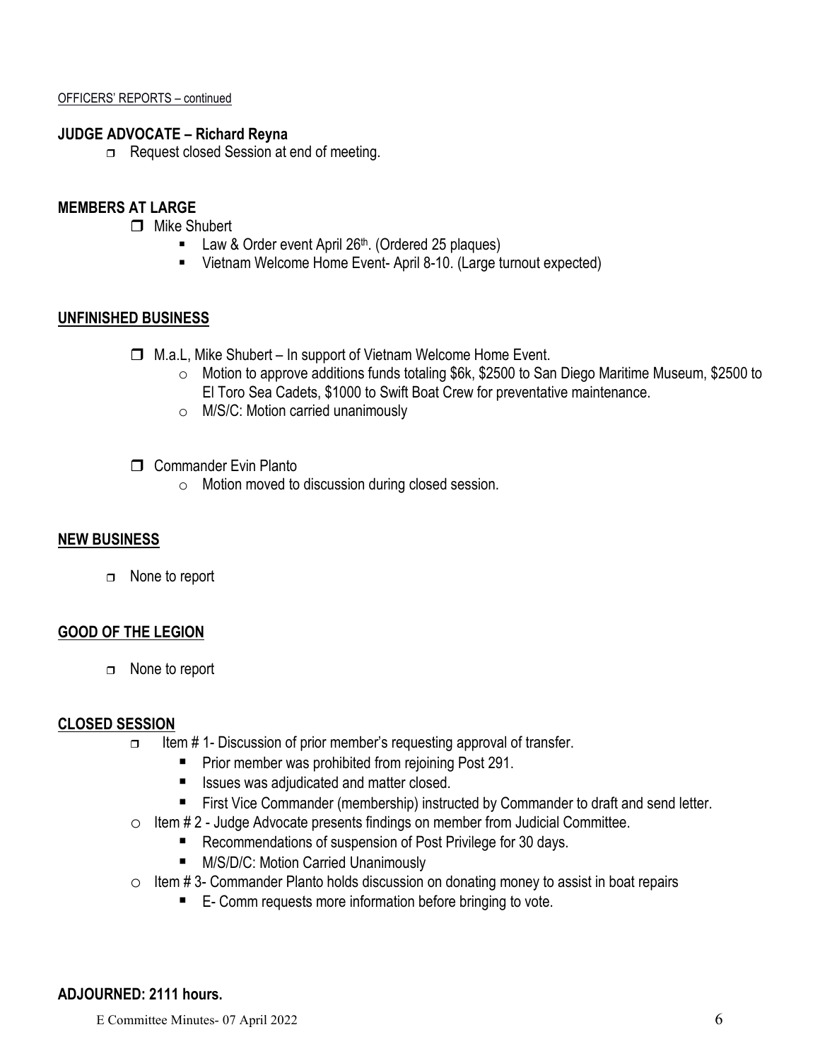OFFICERS' REPORTS – continued

**JUDGE ADVOCATE – Richard Reyna**

- Request closed Session at end of meeting.

**MEMBERS AT LARGE**

- Mike Shubert
  - Law & Order event April 26th. (Ordered 25 plaques)
  - Vietnam Welcome Home Event- April 8-10. (Large turnout expected)

## UNFINISHED BUSINESS

- M.a.L, Mike Shubert – In support of Vietnam Welcome Home Event.
  - Motion to approve additions funds totaling $6k, $2500 to San Diego Maritime Museum, $2500 to El Toro Sea Cadets, $1000 to Swift Boat Crew for preventative maintenance.
  - M/S/C: Motion carried unanimously
- Commander Evin Planto
  - Motion moved to discussion during closed session.

## NEW BUSINESS

- None to report

## GOOD OF THE LEGION

- None to report

## CLOSED SESSION

- Item # 1- Discussion of prior member's requesting approval of transfer.
  - Prior member was prohibited from rejoining Post 291.
  - Issues was adjudicated and matter closed.
  - First Vice Commander (membership) instructed by Commander to draft and send letter.
- Item # 2 - Judge Advocate presents findings on member from Judicial Committee.
  - Recommendations of suspension of Post Privilege for 30 days.
  - M/S/D/C: Motion Carried Unanimously
- Item # 3- Commander Planto holds discussion on donating money to assist in boat repairs
  - E- Comm requests more information before bringing to vote.

**ADJOURNED: 2111 hours.**